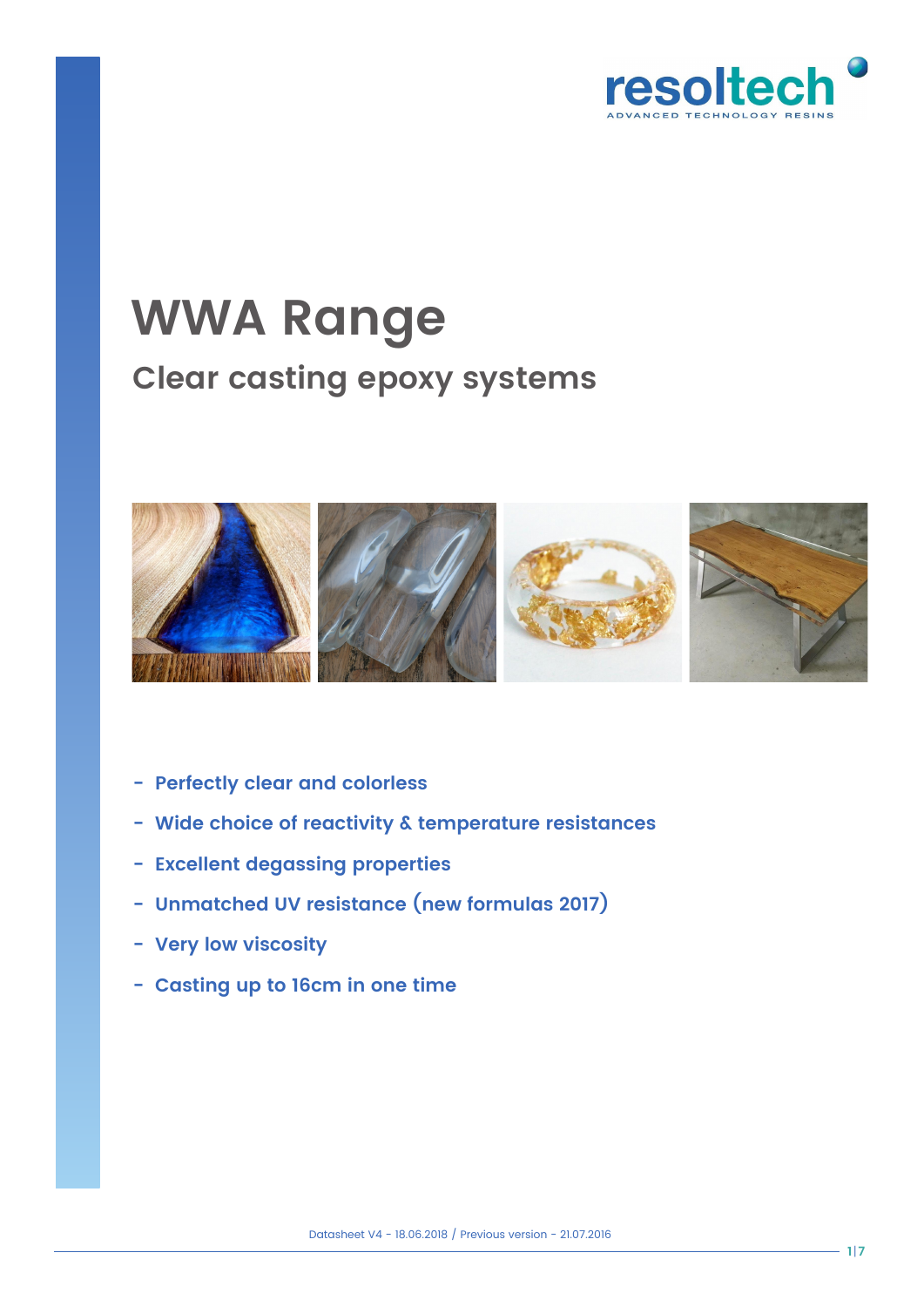resoltech
ADVANCED TECHNOLOGY RESINS

# WWA Range

## Clear casting epoxy systems

- **Perfectly clear and colorless**
- **Wide choice of reactivity & temperature resistances**
- **Excellent degassing properties**
- **Unmatched UV resistance (new formulas 2017)**
- **Very low viscosity**
- **Casting up to 16cm in one time**

Datasheet V4 - 18.06.2018 / Previous version - 21.07.2016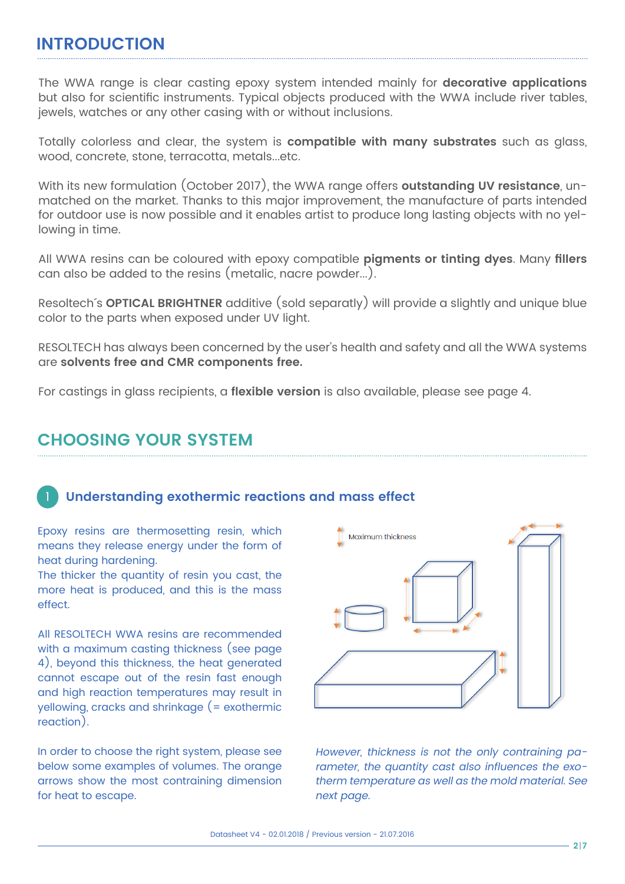# INTRODUCTION

The WWA range is clear casting epoxy system intended mainly for **decorative applications** but also for scientific instruments. Typical objects produced with the WWA include river tables, jewels, watches or any other casing with or without inclusions.

Totally colorless and clear, the system is **compatible with many substrates** such as glass, wood, concrete, stone, terracotta, metals...etc.

With its new formulation (October 2017), the WWA range offers **outstanding UV resistance**, unmatched on the market. Thanks to this major improvement, the manufacture of parts intended for outdoor use is now possible and it enables artist to produce long lasting objects with no yellowing in time.

All WWA resins can be coloured with epoxy compatible **pigments or tinting dyes**. Many **fillers** can also be added to the resins (metalic, nacre powder...).

Resoltech´s **OPTICAL BRIGHTNER** additive (sold separatly) will provide a slightly and unique blue color to the parts when exposed under UV light.

RESOLTECH has always been concerned by the user's health and safety and all the WWA systems are **solvents free and CMR components free.**

For castings in glass recipients, a **flexible version** is also available, please see page 4.

# CHOOSING YOUR SYSTEM

## 1 Understanding exothermic reactions and mass effect

Epoxy resins are thermosetting resin, which means they release energy under the form of heat during hardening.
The thicker the quantity of resin you cast, the more heat is produced, and this is the mass effect.

All RESOLTECH WWA resins are recommended with a maximum casting thickness (see page 4), beyond this thickness, the heat generated cannot escape out of the resin fast enough and high reaction temperatures may result in yellowing, cracks and shrinkage (= exothermic reaction).

In order to choose the right system, please see below some examples of volumes. The orange arrows show the most contraining dimension for heat to escape.

Maximum thickness

*However, thickness is not the only contraining parameter, the quantity cast also influences the exotherm temperature as well as the mold material. See next page.*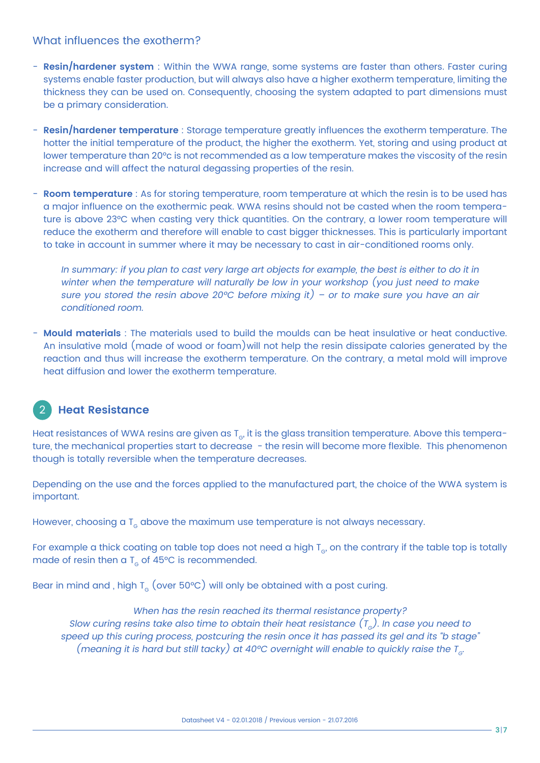### What influences the exotherm?

- **Resin/hardener system** : Within the WWA range, some systems are faster than others. Faster curing systems enable faster production, but will always also have a higher exotherm temperature, limiting the thickness they can be used on. Consequently, choosing the system adapted to part dimensions must be a primary consideration.

- **Resin/hardener temperature** : Storage temperature greatly influences the exotherm temperature. The hotter the initial temperature of the product, the higher the exotherm. Yet, storing and using product at lower temperature than 20°c is not recommended as a low temperature makes the viscosity of the resin increase and will affect the natural degassing properties of the resin.

- **Room temperature** : As for storing temperature, room temperature at which the resin is to be used has a major influence on the exothermic peak. WWA resins should not be casted when the room temperature is above 23°C when casting very thick quantities. On the contrary, a lower room temperature will reduce the exotherm and therefore will enable to cast bigger thicknesses. This is particularly important to take in account in summer where it may be necessary to cast in air-conditioned rooms only.

  *In summary: if you plan to cast very large art objects for example, the best is either to do it in winter when the temperature will naturally be low in your workshop (you just need to make sure you stored the resin above 20°C before mixing it) – or to make sure you have an air conditioned room.*

- **Mould materials** : The materials used to build the moulds can be heat insulative or heat conductive. An insulative mold (made of wood or foam)will not help the resin dissipate calories generated by the reaction and thus will increase the exotherm temperature. On the contrary, a metal mold will improve heat diffusion and lower the exotherm temperature.

## 2 Heat Resistance

Heat resistances of WWA resins are given as $T_G$, it is the glass transition temperature. Above this temperature, the mechanical properties start to decrease - the resin will become more flexible. This phenomenon though is totally reversible when the temperature decreases.

Depending on the use and the forces applied to the manufactured part, the choice of the WWA system is important.

However, choosing a $T_G$ above the maximum use temperature is not always necessary.

For example a thick coating on table top does not need a high $T_G$, on the contrary if the table top is totally made of resin then a $T_G$ of 45°C is recommended.

Bear in mind and , high $T_G$ (over 50°C) will only be obtained with a post curing.

*When has the resin reached its thermal resistance property?*
*Slow curing resins take also time to obtain their heat resistance ($T_G$). In case you need to speed up this curing process, postcuring the resin once it has passed its gel and its "b stage" (meaning it is hard but still tacky) at 40°C overnight will enable to quickly raise the $T_G$.*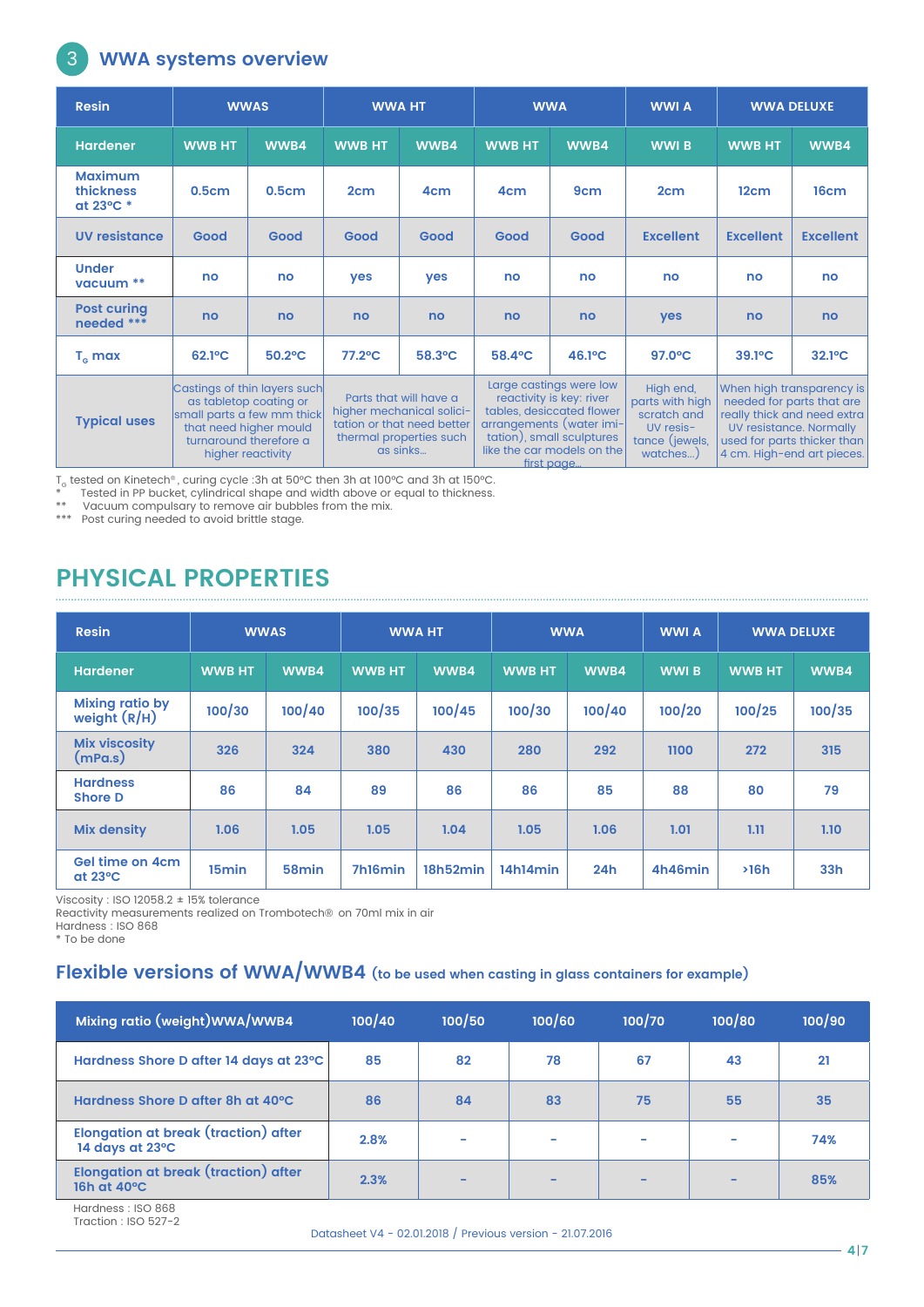## 3 WWA systems overview

| Resin | WWAS | | WWA HT | | WWA | | WWI A | WWA DELUXE | |
|---|---|---|---|---|---|---|---|---|---|
| Hardener | WWB HT | WWB4 | WWB HT | WWB4 | WWB HT | WWB4 | WWI B | WWB HT | WWB4 |
| Maximum thickness at 23°C * | 0.5cm | 0.5cm | 2cm | 4cm | 4cm | 9cm | 2cm | 12cm | 16cm |
| UV resistance | Good | Good | Good | Good | Good | Good | Excellent | Excellent | Excellent |
| Under vacuum ** | no | no | yes | yes | no | no | no | no | no |
| Post curing needed *** | no | no | no | no | no | no | yes | no | no |
| $T_G$ max | 62.1°C | 50.2°C | 77.2°C | 58.3°C | 58.4°C | 46.1°C | 97.0°C | 39.1°C | 32.1°C |
| Typical uses | Castings of thin layers such as tabletop coating or small parts a few mm thick that need higher mould turnaround therefore a higher reactivity | | Parts that will have a higher mechanical solicitation or that need better thermal properties such as sinks... | | Large castings were low reactivity is key: river tables, desiccated flower arrangements (water imitation), small sculptures like the car models on the first page... | | High end, parts with high scratch and UV resistance (jewels, watches...) | When high transparency is needed for parts that are really thick and need extra UV resistance. Normally used for parts thicker than 4 cm. High-end art pieces. | |

$T_G$ tested on Kinetech®, curing cycle :3h at 50°C then 3h at 100°C and 3h at 150°C.
\* Tested in PP bucket, cylindrical shape and width above or equal to thickness.
\*\* Vacuum compulsary to remove air bubbles from the mix.
\*\*\* Post curing needed to avoid brittle stage.

## PHYSICAL PROPERTIES

| Resin | WWAS | | WWA HT | | WWA | | WWI A | WWA DELUXE | |
|---|---|---|---|---|---|---|---|---|---|
| Hardener | WWB HT | WWB4 | WWB HT | WWB4 | WWB HT | WWB4 | WWI B | WWB HT | WWB4 |
| Mixing ratio by weight (R/H) | 100/30 | 100/40 | 100/35 | 100/45 | 100/30 | 100/40 | 100/20 | 100/25 | 100/35 |
| Mix viscosity (mPa.s) | 326 | 324 | 380 | 430 | 280 | 292 | 1100 | 272 | 315 |
| Hardness Shore D | 86 | 84 | 89 | 86 | 86 | 85 | 88 | 80 | 79 |
| Mix density | 1.06 | 1.05 | 1.05 | 1.04 | 1.05 | 1.06 | 1.01 | 1.11 | 1.10 |
| Gel time on 4cm at 23°C | 15min | 58min | 7h16min | 18h52min | 14h14min | 24h | 4h46min | >16h | 33h |

Viscosity : ISO 12058.2 ± 15% tolerance
Reactivity measurements realized on Trombotech® on 70ml mix in air
Hardness : ISO 868
\* To be done

### Flexible versions of WWA/WWB4 (to be used when casting in glass containers for example)

| Mixing ratio (weight)WWA/WWB4 | 100/40 | 100/50 | 100/60 | 100/70 | 100/80 | 100/90 |
|---|---|---|---|---|---|---|
| Hardness Shore D after 14 days at 23°C | 85 | 82 | 78 | 67 | 43 | 21 |
| Hardness Shore D after 8h at 40°C | 86 | 84 | 83 | 75 | 55 | 35 |
| Elongation at break (traction) after 14 days at 23°C | 2.8% | - | - | - | - | 74% |
| Elongation at break (traction) after 16h at 40°C | 2.3% | - | - | - | - | 85% |

Hardness : ISO 868
Traction : ISO 527-2

Datasheet V4 - 02.01.2018 / Previous version - 21.07.2016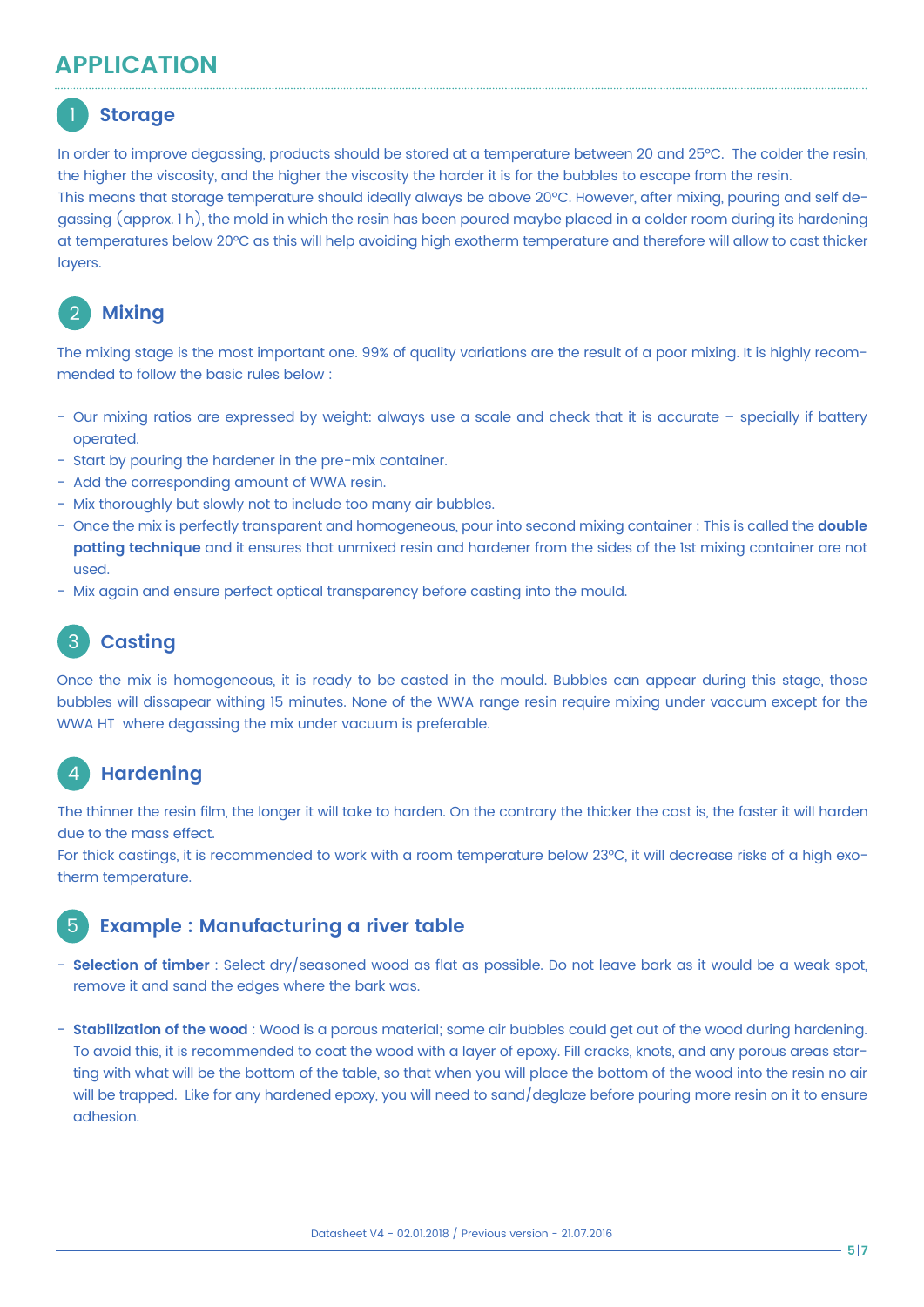# APPLICATION

## 1 Storage

In order to improve degassing, products should be stored at a temperature between 20 and 25°C. The colder the resin, the higher the viscosity, and the higher the viscosity the harder it is for the bubbles to escape from the resin.
This means that storage temperature should ideally always be above 20°C. However, after mixing, pouring and self degassing (approx. 1 h), the mold in which the resin has been poured maybe placed in a colder room during its hardening at temperatures below 20°C as this will help avoiding high exotherm temperature and therefore will allow to cast thicker layers.

## 2 Mixing

The mixing stage is the most important one. 99% of quality variations are the result of a poor mixing. It is highly recommended to follow the basic rules below :

- Our mixing ratios are expressed by weight: always use a scale and check that it is accurate – specially if battery operated.
- Start by pouring the hardener in the pre-mix container.
- Add the corresponding amount of WWA resin.
- Mix thoroughly but slowly not to include too many air bubbles.
- Once the mix is perfectly transparent and homogeneous, pour into second mixing container : This is called the **double potting technique** and it ensures that unmixed resin and hardener from the sides of the 1st mixing container are not used.
- Mix again and ensure perfect optical transparency before casting into the mould.

## 3 Casting

Once the mix is homogeneous, it is ready to be casted in the mould. Bubbles can appear during this stage, those bubbles will dissapear withing 15 minutes. None of the WWA range resin require mixing under vaccum except for the WWA HT where degassing the mix under vacuum is preferable.

## 4 Hardening

The thinner the resin film, the longer it will take to harden. On the contrary the thicker the cast is, the faster it will harden due to the mass effect.
For thick castings, it is recommended to work with a room temperature below 23°C, it will decrease risks of a high exotherm temperature.

## 5 Example : Manufacturing a river table

- **Selection of timber** : Select dry/seasoned wood as flat as possible. Do not leave bark as it would be a weak spot, remove it and sand the edges where the bark was.

- **Stabilization of the wood** : Wood is a porous material; some air bubbles could get out of the wood during hardening. To avoid this, it is recommended to coat the wood with a layer of epoxy. Fill cracks, knots, and any porous areas starting with what will be the bottom of the table, so that when you will place the bottom of the wood into the resin no air will be trapped. Like for any hardened epoxy, you will need to sand/deglaze before pouring more resin on it to ensure adhesion.

Datasheet V4 - 02.01.2018 / Previous version - 21.07.2016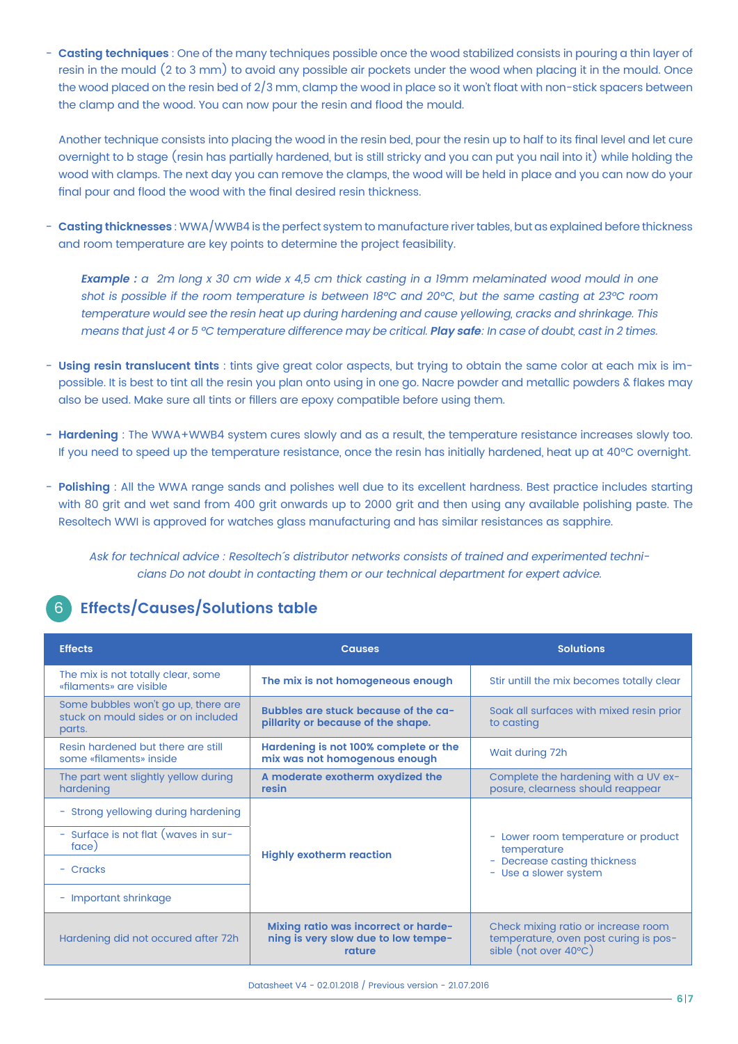- **Casting techniques** : One of the many techniques possible once the wood stabilized consists in pouring a thin layer of resin in the mould (2 to 3 mm) to avoid any possible air pockets under the wood when placing it in the mould. Once the wood placed on the resin bed of 2/3 mm, clamp the wood in place so it won't float with non-stick spacers between the clamp and the wood. You can now pour the resin and flood the mould.

  Another technique consists into placing the wood in the resin bed, pour the resin up to half to its final level and let cure overnight to b stage (resin has partially hardened, but is still stricky and you can put you nail into it) while holding the wood with clamps. The next day you can remove the clamps, the wood will be held in place and you can now do your final pour and flood the wood with the final desired resin thickness.

- **Casting thicknesses** : WWA/WWB4 is the perfect system to manufacture river tables, but as explained before thickness and room temperature are key points to determine the project feasibility.

  ***Example :*** *a 2m long x 30 cm wide x 4,5 cm thick casting in a 19mm melaminated wood mould in one shot is possible if the room temperature is between 18°C and 20°C, but the same casting at 23°C room temperature would see the resin heat up during hardening and cause yellowing, cracks and shrinkage. This means that just 4 or 5 °C temperature difference may be critical.* ***Play safe****: In case of doubt, cast in 2 times.*

- **Using resin translucent tints** : tints give great color aspects, but trying to obtain the same color at each mix is impossible. It is best to tint all the resin you plan onto using in one go. Nacre powder and metallic powders & flakes may also be used. Make sure all tints or fillers are epoxy compatible before using them.

- **Hardening** : The WWA+WWB4 system cures slowly and as a result, the temperature resistance increases slowly too. If you need to speed up the temperature resistance, once the resin has initially hardened, heat up at 40°C overnight.

- **Polishing** : All the WWA range sands and polishes well due to its excellent hardness. Best practice includes starting with 80 grit and wet sand from 400 grit onwards up to 2000 grit and then using any available polishing paste. The Resoltech WWI is approved for watches glass manufacturing and has similar resistances as sapphire.

*Ask for technical advice : Resoltech´s distributor networks consists of trained and experimented technicians Do not doubt in contacting them or our technical department for expert advice.*

## 6 Effects/Causes/Solutions table

| Effects | Causes | Solutions |
|---|---|---|
| The mix is not totally clear, some «filaments» are visible | **The mix is not homogeneous enough** | Stir untill the mix becomes totally clear |
| Some bubbles won't go up, there are stuck on mould sides or on included parts. | **Bubbles are stuck because of the capillarity or because of the shape.** | Soak all surfaces with mixed resin prior to casting |
| Resin hardened but there are still some «filaments» inside | **Hardening is not 100% complete or the mix was not homogenous enough** | Wait during 72h |
| The part went slightly yellow during hardening | **A moderate exotherm oxydized the resin** | Complete the hardening with a UV exposure, clearness should reappear |
| - Strong yellowing during hardening<br>- Surface is not flat (waves in surface)<br>- Cracks<br>- Important shrinkage | **Highly exotherm reaction** | - Lower room temperature or product temperature<br>- Decrease casting thickness<br>- Use a slower system |
| Hardening did not occured after 72h | **Mixing ratio was incorrect or hardening is very slow due to low temperature** | Check mixing ratio or increase room temperature, oven post curing is possible (not over 40°C) |

Datasheet V4 - 02.01.2018 / Previous version - 21.07.2016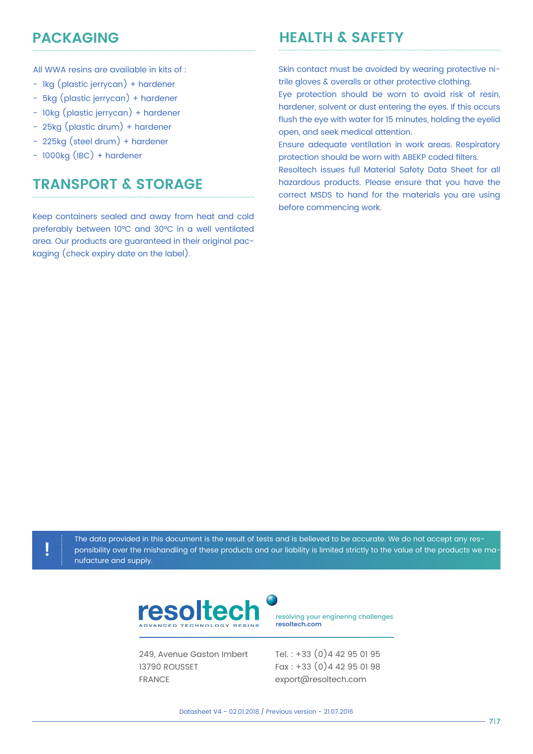## PACKAGING

All WWA resins are available in kits of :

- 1kg (plastic jerrycan) + hardener
- 5kg (plastic jerrycan) + hardener
- 10kg (plastic jerrycan) + hardener
- 25kg (plastic drum) + hardener
- 225kg (steel drum) + hardener
- 1000kg (IBC) + hardener

## TRANSPORT & STORAGE

Keep containers sealed and away from heat and cold preferably between 10°C and 30°C in a well ventilated area. Our products are guaranteed in their original packaging (check expiry date on the label).

## HEALTH & SAFETY

Skin contact must be avoided by wearing protective nitrile gloves & overalls or other protective clothing.
Eye protection should be worn to avoid risk of resin, hardener, solvent or dust entering the eyes. If this occurs flush the eye with water for 15 minutes, holding the eyelid open, and seek medical attention.
Ensure adequate ventilation in work areas. Respiratory protection should be worn with ABEKP coded filters.
Resoltech issues full Material Safety Data Sheet for all hazardous products. Please ensure that you have the correct MSDS to hand for the materials you are using before commencing work.

**!** The data provided in this document is the result of tests and is believed to be accurate. We do not accept any responsibility over the mishandling of these products and our liability is limited strictly to the value of the products we manufacture and supply.

**resoltech** ADVANCED TECHNOLOGY RESINS

resolving your enginering challenges
**resoltech.com**

249, Avenue Gaston Imbert
13790 ROUSSET
FRANCE

Tel. : +33 (0)4 42 95 01 95
Fax : +33 (0)4 42 95 01 98
export@resoltech.com

Datasheet V4 - 02.01.2018 / Previous version - 21.07.2016